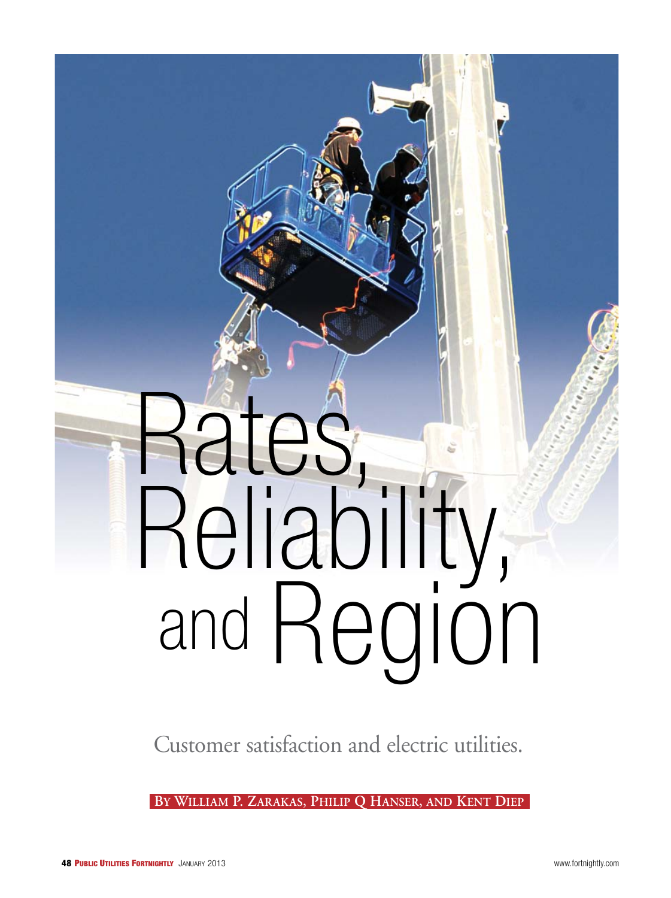# Rates, Reliability, and Region

Customer satisfaction and electric utilities.

**By William P. Zarakas, Philip Q Hanser, and Kent Diep**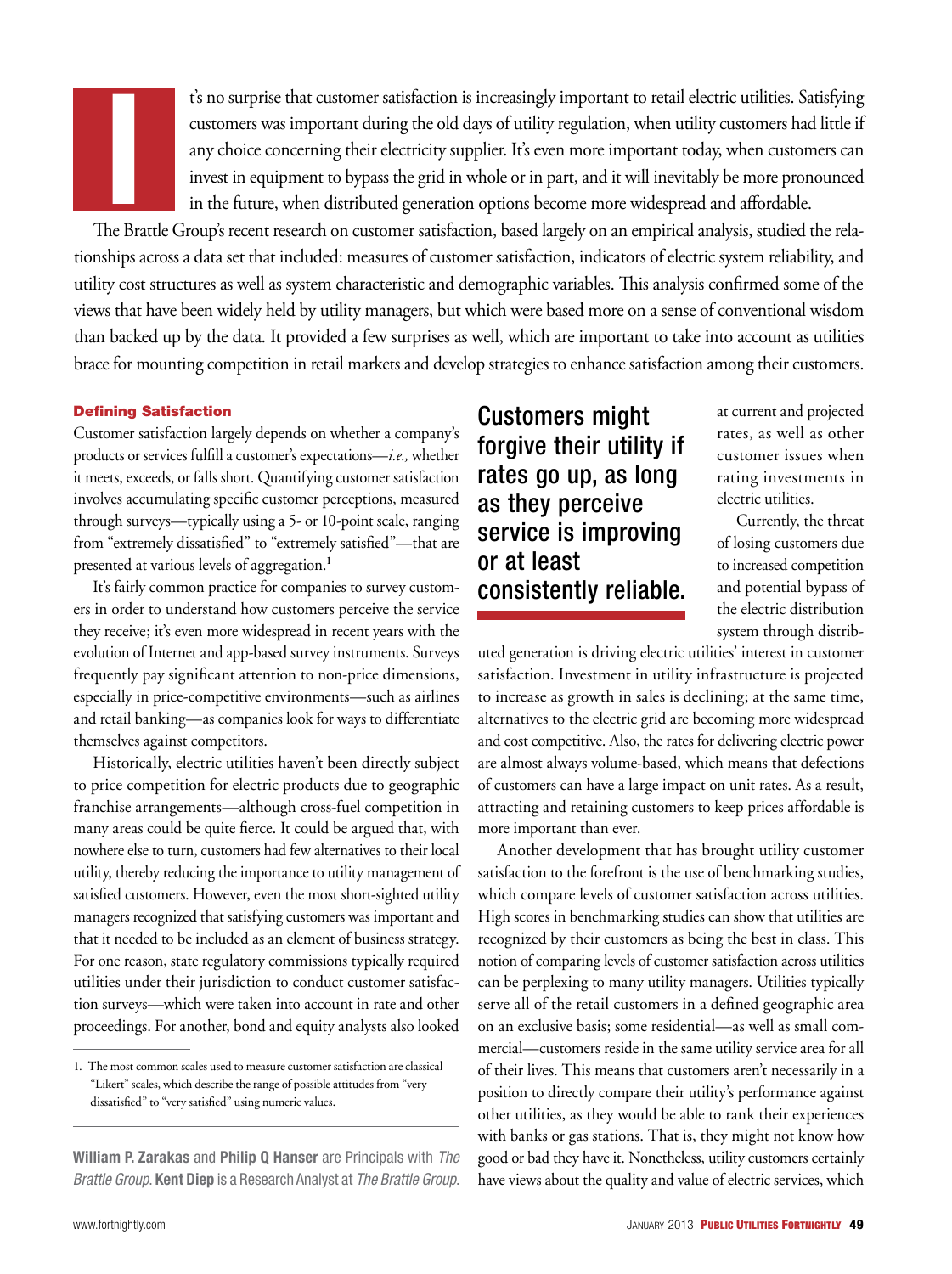It's no surprise that customer satisfaction is increasingly important to retail electric utilities. Satisfying customers was important during the old days of utility regulation, when utility customers had little if any choice concerning their electricity supplier. It's even more important today, when customers can invest in equipment to bypass the grid in whole or in part, and it will inevitably be more pronounced in the future, when distributed generation options become more widespread and affordable.

The Brattle Group's recent research on customer satisfaction, based largely on an empirical analysis, studied the relationships across a data set that included: measures of customer satisfaction, indicators of electric system reliability, and utility cost structures as well as system characteristic and demographic variables. This analysis confirmed some of the views that have been widely held by utility managers, but which were based more on a sense of conventional wisdom than backed up by the data. It provided a few surprises as well, which are important to take into account as utilities brace for mounting competition in retail markets and develop strategies to enhance satisfaction among their customers.

### Defining Satisfaction

Customer satisfaction largely depends on whether a company's products or services fulfill a customer's expectations—*i.e.,* whether it meets, exceeds, or falls short. Quantifying customer satisfaction involves accumulating specific customer perceptions, measured through surveys—typically using a 5- or 10-point scale, ranging from "extremely dissatisfied" to "extremely satisfied"—that are presented at various levels of aggregation.[1]

It's fairly common practice for companies to survey customers in order to understand how customers perceive the service they receive; it's even more widespread in recent years with the evolution of Internet and app-based survey instruments. Surveys frequently pay significant attention to non-price dimensions, especially in price-competitive environments—such as airlines and retail banking—as companies look for ways to differentiate themselves against competitors.

Historically, electric utilities haven't been directly subject to price competition for electric products due to geographic franchise arrangements—although cross-fuel competition in many areas could be quite fierce. It could be argued that, with nowhere else to turn, customers had few alternatives to their local utility, thereby reducing the importance to utility management of satisfied customers. However, even the most short-sighted utility managers recognized that satisfying customers was important and that it needed to be included as an element of business strategy. For one reason, state regulatory commissions typically required utilities under their jurisdiction to conduct customer satisfaction surveys—which were taken into account in rate and other proceedings. For another, bond and equity analysts also looked at current and projected rates, as well as other customer issues when rating investments in electric utilities.

> **Customers might forgive their utility if rates go up, as long as they perceive service is improving or at least consistently reliable.**

Currently, the threat of losing customers due to increased competition and potential bypass of the electric distribution system through distributed generation is driving electric utilities' interest in customer satisfaction. Investment in utility infrastructure is projected to increase as growth in sales is declining; at the same time, alternatives to the electric grid are becoming more widespread and cost competitive. Also, the rates for delivering electric power are almost always volume-based, which means that defections of customers can have a large impact on unit rates. As a result, attracting and retaining customers to keep prices affordable is more important than ever.

Another development that has brought utility customer satisfaction to the forefront is the use of benchmarking studies, which compare levels of customer satisfaction across utilities. High scores in benchmarking studies can show that utilities are recognized by their customers as being the best in class. This notion of comparing levels of customer satisfaction across utilities can be perplexing to many utility managers. Utilities typically serve all of the retail customers in a defined geographic area on an exclusive basis; some residential—as well as small commercial—customers reside in the same utility service area for all of their lives. This means that customers aren't necessarily in a position to directly compare their utility's performance against other utilities, as they would be able to rank their experiences with banks or gas stations. That is, they might not know how good or bad they have it. Nonetheless, utility customers certainly have views about the quality and value of electric services, which

---

1. The most common scales used to measure customer satisfaction are classical "Likert" scales, which describe the range of possible attitudes from "very dissatisfied" to "very satisfied" using numeric values.

**William P. Zarakas** and **Philip Q Hanser** are Principals with *The Brattle Group.* **Kent Diep** is a Research Analyst at *The Brattle Group.*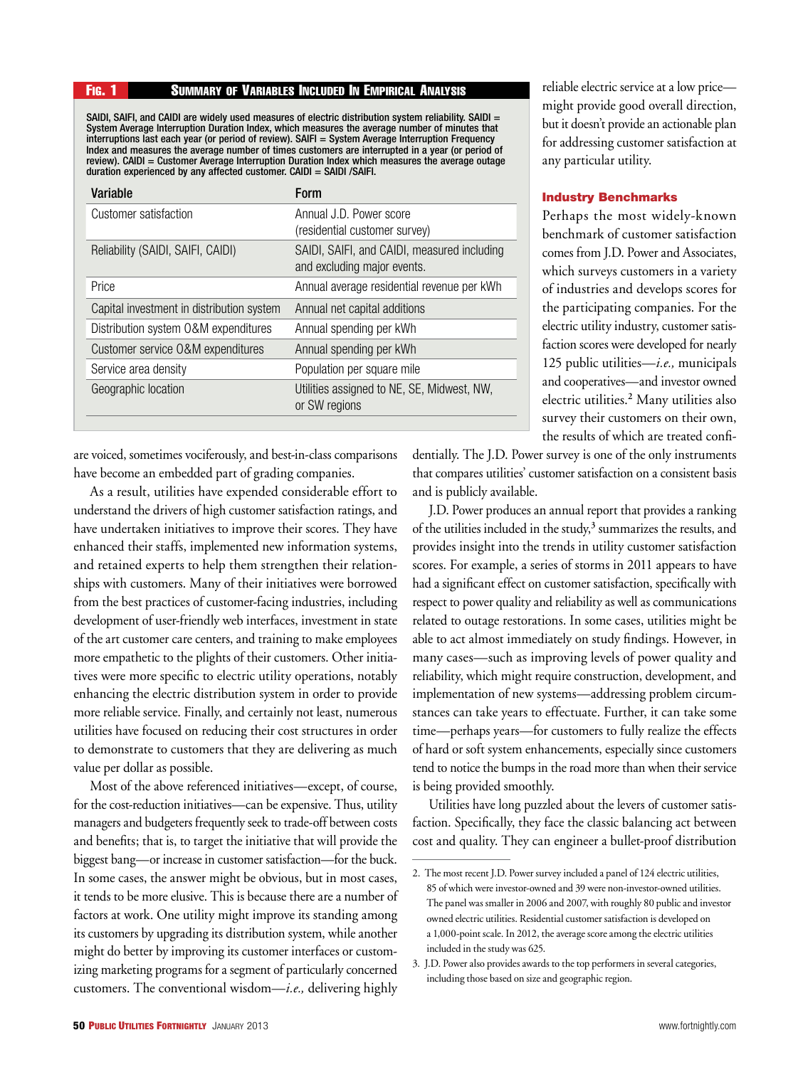**Fig. 1 Summary of Variables Included In Empirical Analysis**

SAIDI, SAIFI, and CAIDI are widely used measures of electric distribution system reliability. SAIDI = System Average Interruption Duration Index, which measures the average number of minutes that interruptions last each year (or period of review). SAIFI = System Average Interruption Frequency Index and measures the average number of times customers are interrupted in a year (or period of review). CAIDI = Customer Average Interruption Duration Index which measures the average outage duration experienced by any affected customer. CAIDI = SAIDI /SAIFI.

| Variable | Form |
|---|---|
| Customer satisfaction | Annual J.D. Power score (residential customer survey) |
| Reliability (SAIDI, SAIFI, CAIDI) | SAIDI, SAIFI, and CAIDI, measured including and excluding major events. |
| Price | Annual average residential revenue per kWh |
| Capital investment in distribution system | Annual net capital additions |
| Distribution system O&M expenditures | Annual spending per kWh |
| Customer service O&M expenditures | Annual spending per kWh |
| Service area density | Population per square mile |
| Geographic location | Utilities assigned to NE, SE, Midwest, NW, or SW regions |

are voiced, sometimes vociferously, and best-in-class comparisons have become an embedded part of grading companies.

As a result, utilities have expended considerable effort to understand the drivers of high customer satisfaction ratings, and have undertaken initiatives to improve their scores. They have enhanced their staffs, implemented new information systems, and retained experts to help them strengthen their relationships with customers. Many of their initiatives were borrowed from the best practices of customer-facing industries, including development of user-friendly web interfaces, investment in state of the art customer care centers, and training to make employees more empathetic to the plights of their customers. Other initiatives were more specific to electric utility operations, notably enhancing the electric distribution system in order to provide more reliable service. Finally, and certainly not least, numerous utilities have focused on reducing their cost structures in order to demonstrate to customers that they are delivering as much value per dollar as possible.

Most of the above referenced initiatives—except, of course, for the cost-reduction initiatives—can be expensive. Thus, utility managers and budgeters frequently seek to trade-off between costs and benefits; that is, to target the initiative that will provide the biggest bang—or increase in customer satisfaction—for the buck. In some cases, the answer might be obvious, but in most cases, it tends to be more elusive. This is because there are a number of factors at work. One utility might improve its standing among its customers by upgrading its distribution system, while another might do better by improving its customer interfaces or customizing marketing programs for a segment of particularly concerned customers. The conventional wisdom—*i.e.,* delivering highly reliable electric service at a low price—might provide good overall direction, but it doesn't provide an actionable plan for addressing customer satisfaction at any particular utility.

## Industry Benchmarks

Perhaps the most widely-known benchmark of customer satisfaction comes from J.D. Power and Associates, which surveys customers in a variety of industries and develops scores for the participating companies. For the electric utility industry, customer satisfaction scores were developed for nearly 125 public utilities—*i.e.,* municipals and cooperatives—and investor owned electric utilities.[2] Many utilities also survey their customers on their own, the results of which are treated confidentially. The J.D. Power survey is one of the only instruments that compares utilities' customer satisfaction on a consistent basis and is publicly available.

J.D. Power produces an annual report that provides a ranking of the utilities included in the study,[3] summarizes the results, and provides insight into the trends in utility customer satisfaction scores. For example, a series of storms in 2011 appears to have had a significant effect on customer satisfaction, specifically with respect to power quality and reliability as well as communications related to outage restorations. In some cases, utilities might be able to act almost immediately on study findings. However, in many cases—such as improving levels of power quality and reliability, which might require construction, development, and implementation of new systems—addressing problem circumstances can take years to effectuate. Further, it can take some time—perhaps years—for customers to fully realize the effects of hard or soft system enhancements, especially since customers tend to notice the bumps in the road more than when their service is being provided smoothly.

Utilities have long puzzled about the levers of customer satisfaction. Specifically, they face the classic balancing act between cost and quality. They can engineer a bullet-proof distribution

---

2. The most recent J.D. Power survey included a panel of 124 electric utilities, 85 of which were investor-owned and 39 were non-investor-owned utilities. The panel was smaller in 2006 and 2007, with roughly 80 public and investor owned electric utilities. Residential customer satisfaction is developed on a 1,000-point scale. In 2012, the average score among the electric utilities included in the study was 625.

3. J.D. Power also provides awards to the top performers in several categories, including those based on size and geographic region.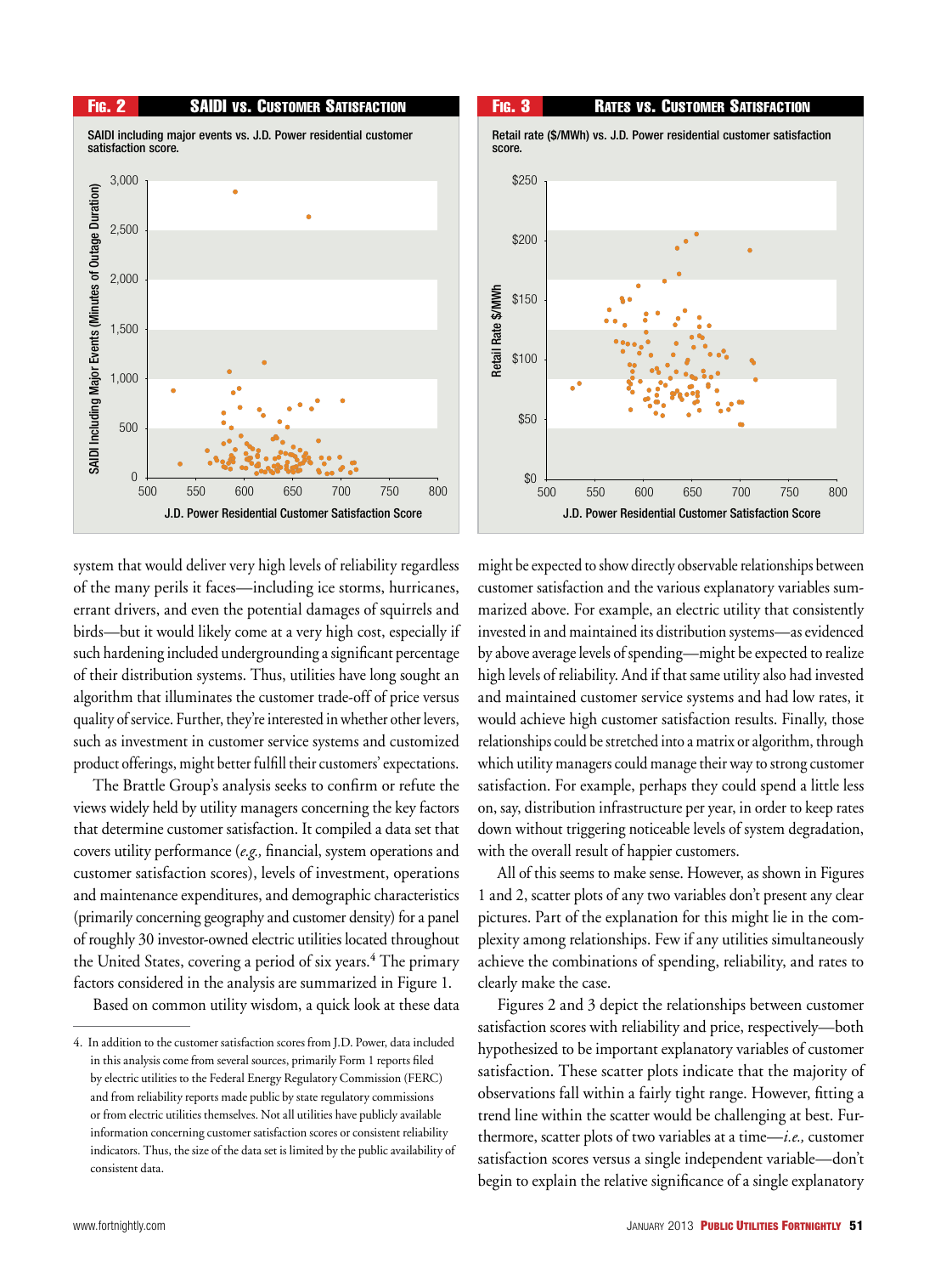**FIG. 2 — SAIDI VS. CUSTOMER SATISFACTION**

SAIDI including major events vs. J.D. Power residential customer satisfaction score.

**FIG. 3 — RATES VS. CUSTOMER SATISFACTION**

Retail rate ($/MWh) vs. J.D. Power residential customer satisfaction score.

system that would deliver very high levels of reliability regardless of the many perils it faces—including ice storms, hurricanes, errant drivers, and even the potential damages of squirrels and birds—but it would likely come at a very high cost, especially if such hardening included undergrounding a significant percentage of their distribution systems. Thus, utilities have long sought an algorithm that illuminates the customer trade-off of price versus quality of service. Further, they're interested in whether other levers, such as investment in customer service systems and customized product offerings, might better fulfill their customers' expectations.

The Brattle Group's analysis seeks to confirm or refute the views widely held by utility managers concerning the key factors that determine customer satisfaction. It compiled a data set that covers utility performance (*e.g.,* financial, system operations and customer satisfaction scores), levels of investment, operations and maintenance expenditures, and demographic characteristics (primarily concerning geography and customer density) for a panel of roughly 30 investor-owned electric utilities located throughout the United States, covering a period of six years.[4] The primary factors considered in the analysis are summarized in Figure 1.

Based on common utility wisdom, a quick look at these data might be expected to show directly observable relationships between customer satisfaction and the various explanatory variables summarized above. For example, an electric utility that consistently invested in and maintained its distribution systems—as evidenced by above average levels of spending—might be expected to realize high levels of reliability. And if that same utility also had invested and maintained customer service systems and had low rates, it would achieve high customer satisfaction results. Finally, those relationships could be stretched into a matrix or algorithm, through which utility managers could manage their way to strong customer satisfaction. For example, perhaps they could spend a little less on, say, distribution infrastructure per year, in order to keep rates down without triggering noticeable levels of system degradation, with the overall result of happier customers.

All of this seems to make sense. However, as shown in Figures 1 and 2, scatter plots of any two variables don't present any clear pictures. Part of the explanation for this might lie in the complexity among relationships. Few if any utilities simultaneously achieve the combinations of spending, reliability, and rates to clearly make the case.

Figures 2 and 3 depict the relationships between customer satisfaction scores with reliability and price, respectively—both hypothesized to be important explanatory variables of customer satisfaction. These scatter plots indicate that the majority of observations fall within a fairly tight range. However, fitting a trend line within the scatter would be challenging at best. Furthermore, scatter plots of two variables at a time—*i.e.,* customer satisfaction scores versus a single independent variable—don't begin to explain the relative significance of a single explanatory

4. In addition to the customer satisfaction scores from J.D. Power, data included in this analysis come from several sources, primarily Form 1 reports filed by electric utilities to the Federal Energy Regulatory Commission (FERC) and from reliability reports made public by state regulatory commissions or from electric utilities themselves. Not all utilities have publicly available information concerning customer satisfaction scores or consistent reliability indicators. Thus, the size of the data set is limited by the public availability of consistent data.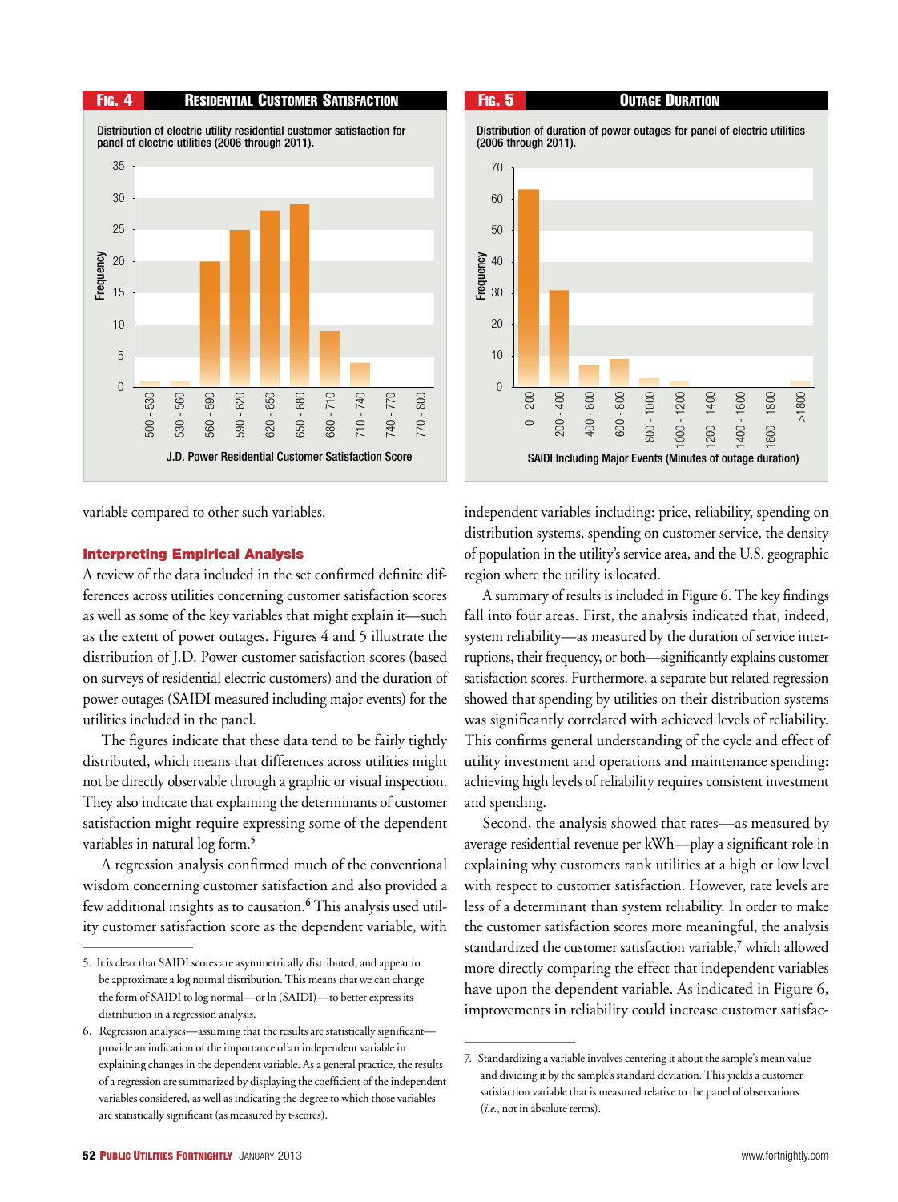**Fig. 4 — Residential Customer Satisfaction**

Distribution of electric utility residential customer satisfaction for panel of electric utilities (2006 through 2011).

| J.D. Power Residential Customer Satisfaction Score | Frequency |
|---|---|
| 500 - 530 | 1 |
| 530 - 560 | 1 |
| 560 - 590 | 20 |
| 590 - 620 | 25 |
| 620 - 650 | 28 |
| 650 - 680 | 29 |
| 680 - 710 | 9 |
| 710 - 740 | 4 |
| 740 - 770 | 0 |
| 770 - 800 | 0 |

**Fig. 5 — Outage Duration**

Distribution of duration of power outages for panel of electric utilities (2006 through 2011).

| SAIDI Including Major Events (Minutes of outage duration) | Frequency |
|---|---|
| 0 - 200 | 63 |
| 200 - 400 | 31 |
| 400 - 600 | 7 |
| 600 - 800 | 9 |
| 800 - 1000 | 3 |
| 1000 - 1200 | 2 |
| 1200 - 1400 | 0 |
| 1400 - 1600 | 0 |
| 1600 - 1800 | 0 |
| >1800 | 2 |

variable compared to other such variables.

### Interpreting Empirical Analysis

A review of the data included in the set confirmed definite differences across utilities concerning customer satisfaction scores as well as some of the key variables that might explain it—such as the extent of power outages. Figures 4 and 5 illustrate the distribution of J.D. Power customer satisfaction scores (based on surveys of residential electric customers) and the duration of power outages (SAIDI measured including major events) for the utilities included in the panel.

The figures indicate that these data tend to be fairly tightly distributed, which means that differences across utilities might not be directly observable through a graphic or visual inspection. They also indicate that explaining the determinants of customer satisfaction might require expressing some of the dependent variables in natural log form.[5]

A regression analysis confirmed much of the conventional wisdom concerning customer satisfaction and also provided a few additional insights as to causation.[6] This analysis used utility customer satisfaction score as the dependent variable, with independent variables including: price, reliability, spending on distribution systems, spending on customer service, the density of population in the utility's service area, and the U.S. geographic region where the utility is located.

A summary of results is included in Figure 6. The key findings fall into four areas. First, the analysis indicated that, indeed, system reliability—as measured by the duration of service interruptions, their frequency, or both—significantly explains customer satisfaction scores. Furthermore, a separate but related regression showed that spending by utilities on their distribution systems was significantly correlated with achieved levels of reliability. This confirms general understanding of the cycle and effect of utility investment and operations and maintenance spending: achieving high levels of reliability requires consistent investment and spending.

Second, the analysis showed that rates—as measured by average residential revenue per kWh—play a significant role in explaining why customers rank utilities at a high or low level with respect to customer satisfaction. However, rate levels are less of a determinant than system reliability. In order to make the customer satisfaction scores more meaningful, the analysis standardized the customer satisfaction variable,[7] which allowed more directly comparing the effect that independent variables have upon the dependent variable. As indicated in Figure 6, improvements in reliability could increase customer satisfac-

---

5. It is clear that SAIDI scores are asymmetrically distributed, and appear to be approximate a log normal distribution. This means that we can change the form of SAIDI to log normal—or ln (SAIDI)—to better express its distribution in a regression analysis.

6. Regression analyses—assuming that the results are statistically significant—provide an indication of the importance of an independent variable in explaining changes in the dependent variable. As a general practice, the results of a regression are summarized by displaying the coefficient of the independent variables considered, as well as indicating the degree to which those variables are statistically significant (as measured by t-scores).

7. Standardizing a variable involves centering it about the sample's mean value and dividing it by the sample's standard deviation. This yields a customer satisfaction variable that is measured relative to the panel of observations (*i.e.*, not in absolute terms).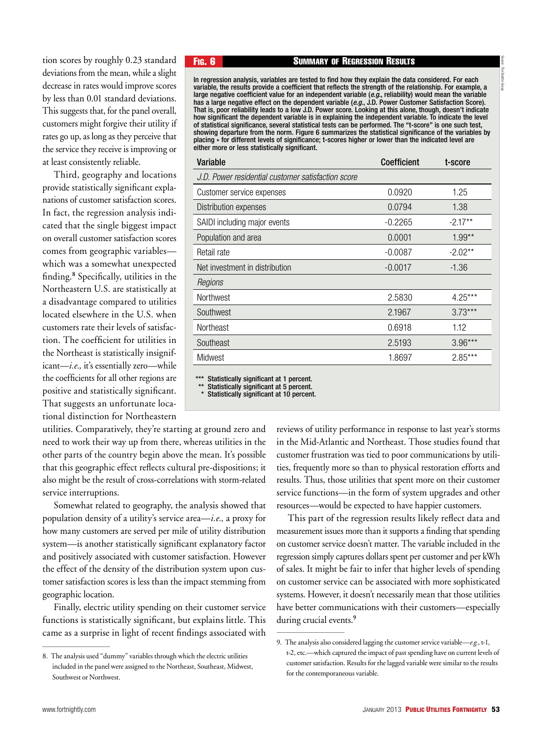tion scores by roughly 0.23 standard deviations from the mean, while a slight decrease in rates would improve scores by less than 0.01 standard deviations. This suggests that, for the panel overall, customers might forgive their utility if rates go up, as long as they perceive that the service they receive is improving or at least consistently reliable.

Third, geography and locations provide statistically significant explanations of customer satisfaction scores. In fact, the regression analysis indicated that the single biggest impact on overall customer satisfaction scores comes from geographic variables—which was a somewhat unexpected finding.[8] Specifically, utilities in the Northeastern U.S. are statistically at a disadvantage compared to utilities located elsewhere in the U.S. when customers rate their levels of satisfaction. The coefficient for utilities in the Northeast is statistically insignificant—*i.e.,* it's essentially zero—while the coefficients for all other regions are positive and statistically significant. That suggests an unfortunate locational distinction for Northeastern utilities. Comparatively, they're starting at ground zero and need to work their way up from there, whereas utilities in the other parts of the country begin above the mean. It's possible that this geographic effect reflects cultural pre-dispositions; it also might be the result of cross-correlations with storm-related service interruptions.

**Fig. 6 — Summary of Regression Results**

In regression analysis, variables are tested to find how they explain the data considered. For each variable, the results provide a coefficient that reflects the strength of the relationship. For example, a large negative coefficient value for an independent variable (*e.g.,* reliability) would mean the variable has a large negative effect on the dependent variable (*e.g.,* J.D. Power Customer Satisfaction Score). That is, poor reliability leads to a low J.D. Power score. Looking at this alone, though, doesn't indicate how significant the dependent variable is in explaining the independent variable. To indicate the level of statistical significance, several statistical tests can be performed. The "t-score" is one such test, showing departure from the norm. Figure 6 summarizes the statistical significance of the variables by placing * for different levels of significance; t-scores higher or lower than the indicated level are either more or less statistically significant.

| Variable | Coefficient | t-score |
|---|---|---|
| *J.D. Power residential customer satisfaction score* | | |
| Customer service expenses | 0.0920 | 1.25 |
| Distribution expenses | 0.0794 | 1.38 |
| SAIDI including major events | -0.2265 | -2.17** |
| Population and area | 0.0001 | 1.99** |
| Retail rate | -0.0087 | -2.02** |
| Net investment in distribution | -0.0017 | -1.36 |
| *Regions* | | |
| Northwest | 2.5830 | 4.25*** |
| Southwest | 2.1967 | 3.73*** |
| Northeast | 0.6918 | 1.12 |
| Southeast | 2.5193 | 3.96*** |
| Midwest | 1.8697 | 2.85*** |

\*\*\* Statistically significant at 1 percent.
\*\* Statistically significant at 5 percent.
\* Statistically significant at 10 percent.

Source: The Brattle Group

Somewhat related to geography, the analysis showed that population density of a utility's service area—*i.e.,* a proxy for how many customers are served per mile of utility distribution system—is another statistically significant explanatory factor and positively associated with customer satisfaction. However the effect of the density of the distribution system upon customer satisfaction scores is less than the impact stemming from geographic location.

Finally, electric utility spending on their customer service functions is statistically significant, but explains little. This came as a surprise in light of recent findings associated with reviews of utility performance in response to last year's storms in the Mid-Atlantic and Northeast. Those studies found that customer frustration was tied to poor communications by utilities, frequently more so than to physical restoration efforts and results. Thus, those utilities that spent more on their customer service functions—in the form of system upgrades and other resources—would be expected to have happier customers.

This part of the regression results likely reflect data and measurement issues more than it supports a finding that spending on customer service doesn't matter. The variable included in the regression simply captures dollars spent per customer and per kWh of sales. It might be fair to infer that higher levels of spending on customer service can be associated with more sophisticated systems. However, it doesn't necessarily mean that those utilities have better communications with their customers—especially during crucial events.[9]

8. The analysis used "dummy" variables through which the electric utilities included in the panel were assigned to the Northeast, Southeast, Midwest, Southwest or Northwest.

9. The analysis also considered lagging the customer service variable—*e.g.,* t-1, t-2, etc.—which captured the impact of past spending have on current levels of customer satisfaction. Results for the lagged variable were similar to the results for the contemporaneous variable.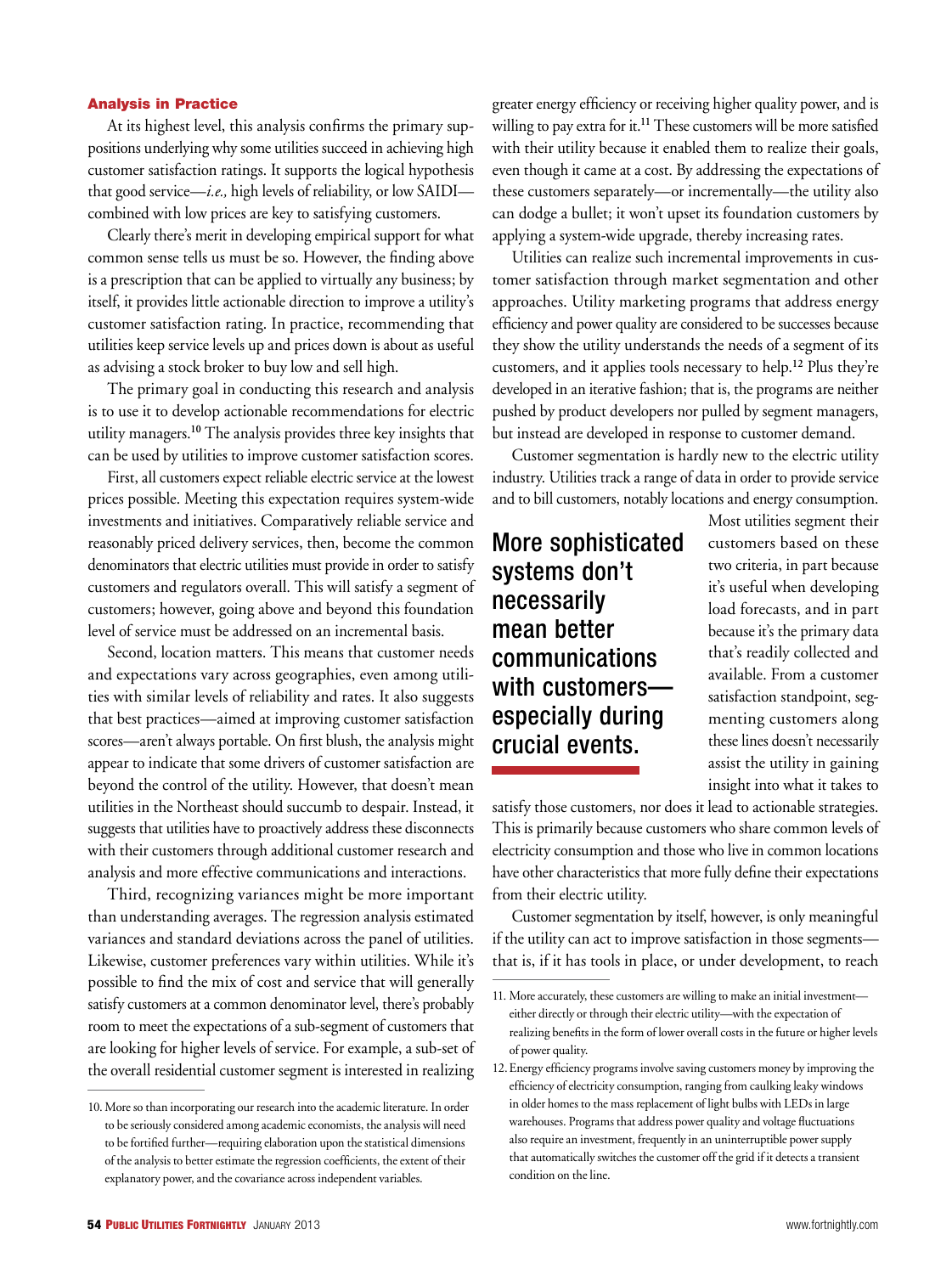### Analysis in Practice

At its highest level, this analysis confirms the primary suppositions underlying why some utilities succeed in achieving high customer satisfaction ratings. It supports the logical hypothesis that good service—*i.e.,* high levels of reliability, or low SAIDI—combined with low prices are key to satisfying customers.

Clearly there's merit in developing empirical support for what common sense tells us must be so. However, the finding above is a prescription that can be applied to virtually any business; by itself, it provides little actionable direction to improve a utility's customer satisfaction rating. In practice, recommending that utilities keep service levels up and prices down is about as useful as advising a stock broker to buy low and sell high.

The primary goal in conducting this research and analysis is to use it to develop actionable recommendations for electric utility managers.[10] The analysis provides three key insights that can be used by utilities to improve customer satisfaction scores.

First, all customers expect reliable electric service at the lowest prices possible. Meeting this expectation requires system-wide investments and initiatives. Comparatively reliable service and reasonably priced delivery services, then, become the common denominators that electric utilities must provide in order to satisfy customers and regulators overall. This will satisfy a segment of customers; however, going above and beyond this foundation level of service must be addressed on an incremental basis.

Second, location matters. This means that customer needs and expectations vary across geographies, even among utilities with similar levels of reliability and rates. It also suggests that best practices—aimed at improving customer satisfaction scores—aren't always portable. On first blush, the analysis might appear to indicate that some drivers of customer satisfaction are beyond the control of the utility. However, that doesn't mean utilities in the Northeast should succumb to despair. Instead, it suggests that utilities have to proactively address these disconnects with their customers through additional customer research and analysis and more effective communications and interactions.

Third, recognizing variances might be more important than understanding averages. The regression analysis estimated variances and standard deviations across the panel of utilities. Likewise, customer preferences vary within utilities. While it's possible to find the mix of cost and service that will generally satisfy customers at a common denominator level, there's probably room to meet the expectations of a sub-segment of customers that are looking for higher levels of service. For example, a sub-set of the overall residential customer segment is interested in realizing greater energy efficiency or receiving higher quality power, and is willing to pay extra for it.[11] These customers will be more satisfied with their utility because it enabled them to realize their goals, even though it came at a cost. By addressing the expectations of these customers separately—or incrementally—the utility also can dodge a bullet; it won't upset its foundation customers by applying a system-wide upgrade, thereby increasing rates.

Utilities can realize such incremental improvements in customer satisfaction through market segmentation and other approaches. Utility marketing programs that address energy efficiency and power quality are considered to be successes because they show the utility understands the needs of a segment of its customers, and it applies tools necessary to help.[12] Plus they're developed in an iterative fashion; that is, the programs are neither pushed by product developers nor pulled by segment managers, but instead are developed in response to customer demand.

Customer segmentation is hardly new to the electric utility industry. Utilities track a range of data in order to provide service and to bill customers, notably locations and energy consumption. Most utilities segment their customers based on these two criteria, in part because it's useful when developing load forecasts, and in part because it's the primary data that's readily collected and available. From a customer satisfaction standpoint, segmenting customers along these lines doesn't necessarily assist the utility in gaining insight into what it takes to satisfy those customers, nor does it lead to actionable strategies. This is primarily because customers who share common levels of electricity consumption and those who live in common locations have other characteristics that more fully define their expectations from their electric utility.

> **More sophisticated systems don't necessarily mean better communications with customers—especially during crucial events.**

Customer segmentation by itself, however, is only meaningful if the utility can act to improve satisfaction in those segments—that is, if it has tools in place, or under development, to reach

---

10. More so than incorporating our research into the academic literature. In order to be seriously considered among academic economists, the analysis will need to be fortified further—requiring elaboration upon the statistical dimensions of the analysis to better estimate the regression coefficients, the extent of their explanatory power, and the covariance across independent variables.

11. More accurately, these customers are willing to make an initial investment—either directly or through their electric utility—with the expectation of realizing benefits in the form of lower overall costs in the future or higher levels of power quality.

12. Energy efficiency programs involve saving customers money by improving the efficiency of electricity consumption, ranging from caulking leaky windows in older homes to the mass replacement of light bulbs with LEDs in large warehouses. Programs that address power quality and voltage fluctuations also require an investment, frequently in an uninterruptible power supply that automatically switches the customer off the grid if it detects a transient condition on the line.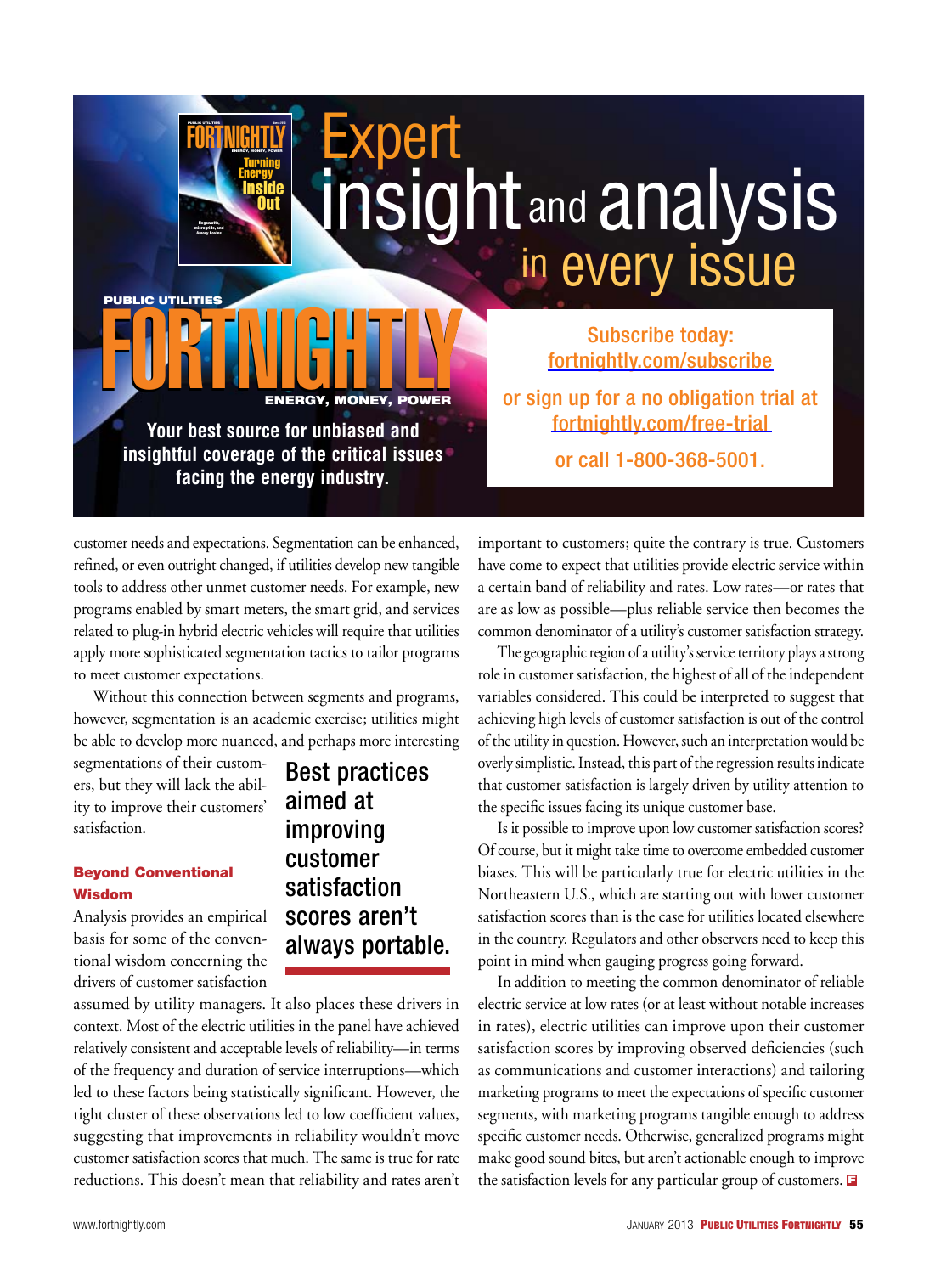# Expert insight and analysis in every issue

PUBLIC UTILITIES **FORTNIGHTLY**

ENERGY, MONEY, POWER

Your best source for unbiased and insightful coverage of the critical issues facing the energy industry.

Subscribe today: fortnightly.com/subscribe

or sign up for a no obligation trial at fortnightly.com/free-trial

or call 1-800-368-5001.

customer needs and expectations. Segmentation can be enhanced, refined, or even outright changed, if utilities develop new tangible tools to address other unmet customer needs. For example, new programs enabled by smart meters, the smart grid, and services related to plug-in hybrid electric vehicles will require that utilities apply more sophisticated segmentation tactics to tailor programs to meet customer expectations.

Without this connection between segments and programs, however, segmentation is an academic exercise; utilities might be able to develop more nuanced, and perhaps more interesting segmentations of their customers, but they will lack the ability to improve their customers' satisfaction.

> Best practices aimed at improving customer satisfaction scores aren't always portable.

### Beyond Conventional Wisdom

Analysis provides an empirical basis for some of the conventional wisdom concerning the drivers of customer satisfaction assumed by utility managers. It also places these drivers in context. Most of the electric utilities in the panel have achieved relatively consistent and acceptable levels of reliability—in terms of the frequency and duration of service interruptions—which led to these factors being statistically significant. However, the tight cluster of these observations led to low coefficient values, suggesting that improvements in reliability wouldn't move customer satisfaction scores that much. The same is true for rate reductions. This doesn't mean that reliability and rates aren't important to customers; quite the contrary is true. Customers have come to expect that utilities provide electric service within a certain band of reliability and rates. Low rates—or rates that are as low as possible—plus reliable service then becomes the common denominator of a utility's customer satisfaction strategy.

The geographic region of a utility's service territory plays a strong role in customer satisfaction, the highest of all of the independent variables considered. This could be interpreted to suggest that achieving high levels of customer satisfaction is out of the control of the utility in question. However, such an interpretation would be overly simplistic. Instead, this part of the regression results indicate that customer satisfaction is largely driven by utility attention to the specific issues facing its unique customer base.

Is it possible to improve upon low customer satisfaction scores? Of course, but it might take time to overcome embedded customer biases. This will be particularly true for electric utilities in the Northeastern U.S., which are starting out with lower customer satisfaction scores than is the case for utilities located elsewhere in the country. Regulators and other observers need to keep this point in mind when gauging progress going forward.

In addition to meeting the common denominator of reliable electric service at low rates (or at least without notable increases in rates), electric utilities can improve upon their customer satisfaction scores by improving observed deficiencies (such as communications and customer interactions) and tailoring marketing programs to meet the expectations of specific customer segments, with marketing programs tangible enough to address specific customer needs. Otherwise, generalized programs might make good sound bites, but aren't actionable enough to improve the satisfaction levels for any particular group of customers.